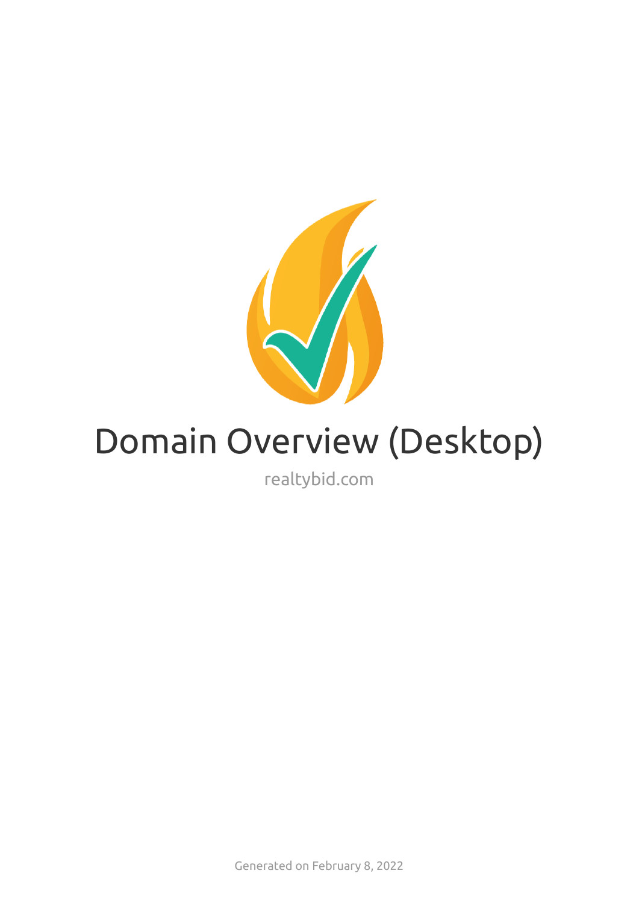# Domain Overview (Desktop)

realtybid.com

Generated on February 8, 2022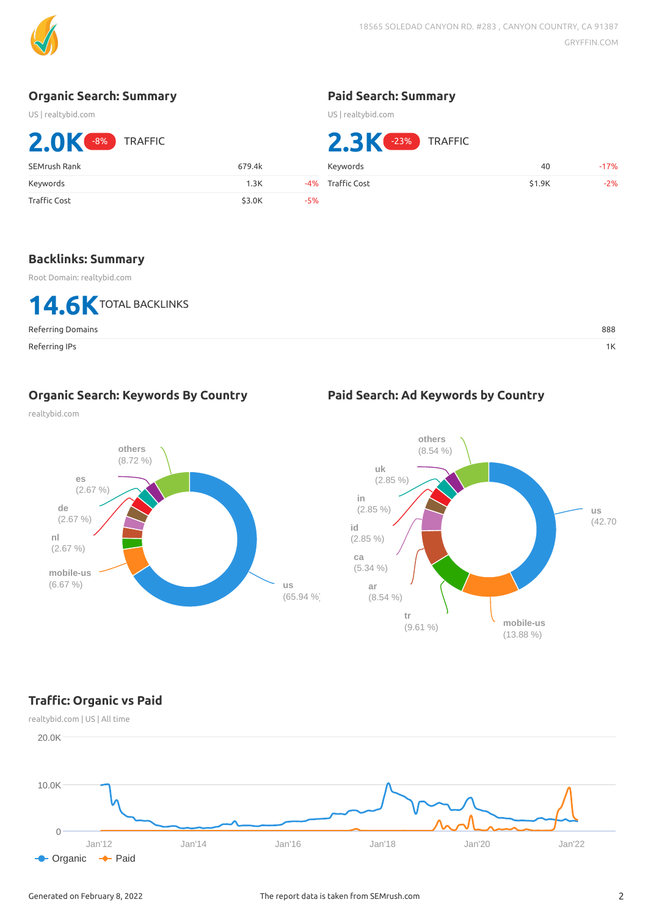## Organic Search: Summary

US | realtybid.com

**2.0K** -8% TRAFFIC

| | | |
|---|---|---|
| SEMrush Rank | 679.4k | |
| Keywords | 1.3K | -4% |
| Traffic Cost | $3.0K | -5% |

## Paid Search: Summary

US | realtybid.com

**2.3K** -23% TRAFFIC

| | | |
|---|---|---|
| Keywords | 40 | -17% |
| Traffic Cost | $1.9K | -2% |

## Backlinks: Summary

Root Domain: realtybid.com

**14.6K** TOTAL BACKLINKS

| | |
|---|---|
| Referring Domains | 888 |
| Referring IPs | 1K |

## Organic Search: Keywords By Country

realtybid.com

| Country | Share |
|---|---|
| us | 65.94 % |
| mobile-us | 6.67 % |
| nl | 2.67 % |
| de | 2.67 % |
| es | 2.67 % |
| others | 8.72 % |

## Paid Search: Ad Keywords by Country

| Country | Share |
|---|---|
| us | 42.70 |
| mobile-us | 13.88 % |
| tr | 9.61 % |
| ar | 8.54 % |
| ca | 5.34 % |
| id | 2.85 % |
| in | 2.85 % |
| uk | 2.85 % |
| others | 8.54 % |

## Traffic: Organic vs Paid

realtybid.com | US | All time

Y-axis: 0, 10.0K, 20.0K

X-axis: Jan'12, Jan'14, Jan'16, Jan'18, Jan'20, Jan'22

Legend: Organic, Paid

Generated on February 8, 2022

The report data is taken from SEMrush.com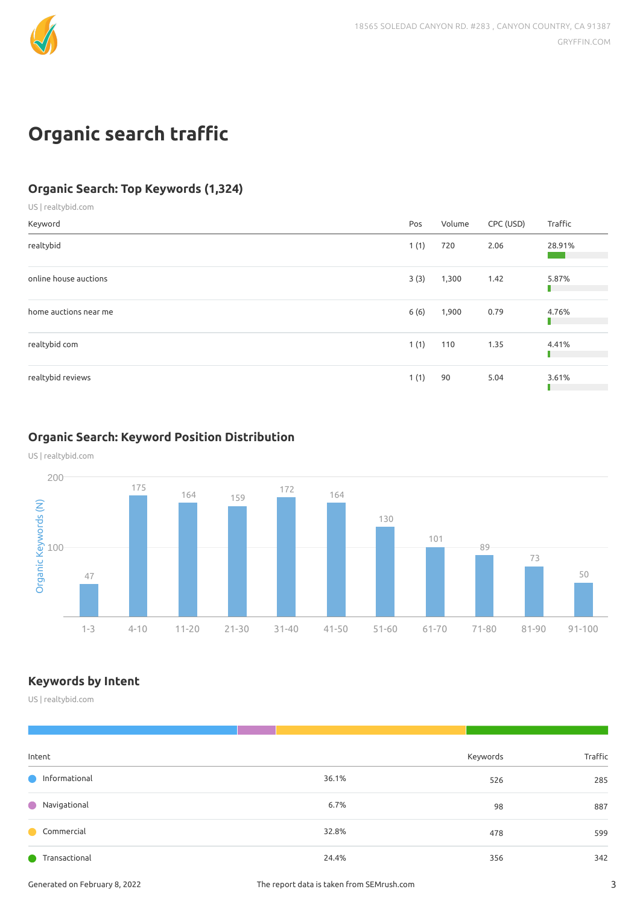# Organic search traffic

## Organic Search: Top Keywords (1,324)

US | realtybid.com

| Keyword | Pos | Volume | CPC (USD) | Traffic |
|---|---|---|---|---|
| realtybid | 1 (1) | 720 | 2.06 | 28.91% |
| online house auctions | 3 (3) | 1,300 | 1.42 | 5.87% |
| home auctions near me | 6 (6) | 1,900 | 0.79 | 4.76% |
| realtybid com | 1 (1) | 110 | 1.35 | 4.41% |
| realtybid reviews | 1 (1) | 90 | 5.04 | 3.61% |

## Organic Search: Keyword Position Distribution

US | realtybid.com

| Position | Organic Keywords (N) |
|---|---|
| 1-3 | 47 |
| 4-10 | 175 |
| 11-20 | 164 |
| 21-30 | 159 |
| 31-40 | 172 |
| 41-50 | 164 |
| 51-60 | 130 |
| 61-70 | 101 |
| 71-80 | 89 |
| 81-90 | 73 |
| 91-100 | 50 |

## Keywords by Intent

US | realtybid.com

| Intent | | Keywords | Traffic |
|---|---|---|---|
| Informational | 36.1% | 526 | 285 |
| Navigational | 6.7% | 98 | 887 |
| Commercial | 32.8% | 478 | 599 |
| Transactional | 24.4% | 356 | 342 |

Generated on February 8, 2022

The report data is taken from SEMrush.com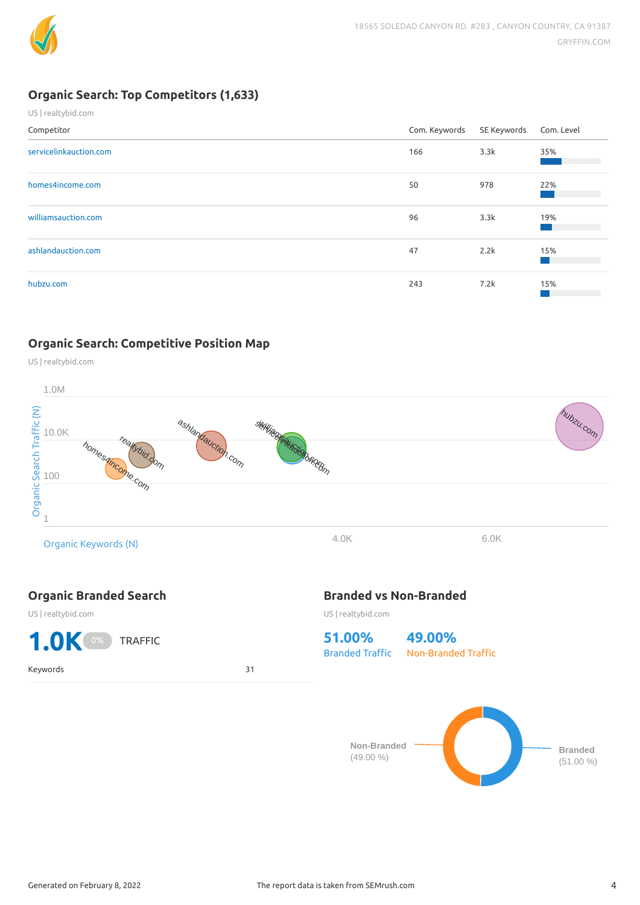## Organic Search: Top Competitors (1,633)

US | realtybid.com

| Competitor | Com. Keywords | SE Keywords | Com. Level |
|---|---|---|---|
| servicelinkauction.com | 166 | 3.3k | 35% |
| homes4income.com | 50 | 978 | 22% |
| williamsauction.com | 96 | 3.3k | 19% |
| ashlandauction.com | 47 | 2.2k | 15% |
| hubzu.com | 243 | 7.2k | 15% |

## Organic Search: Competitive Position Map

US | realtybid.com

Organic Search Traffic (N): 1.0M, 10.0K, 100, 1

Organic Keywords (N): 4.0K, 6.0K

homes4income.com, realtybid.com, ashlandauction.com, williamsauction.com, servicelinkauction.com, hubzu.com

## Organic Branded Search

US | realtybid.com

**1.0K** 0% TRAFFIC

| Keywords | 31 |
|---|---|

## Branded vs Non-Branded

US | realtybid.com

**51.00%** Branded Traffic

**49.00%** Non-Branded Traffic

Non-Branded (49.00 %)

Branded (51.00 %)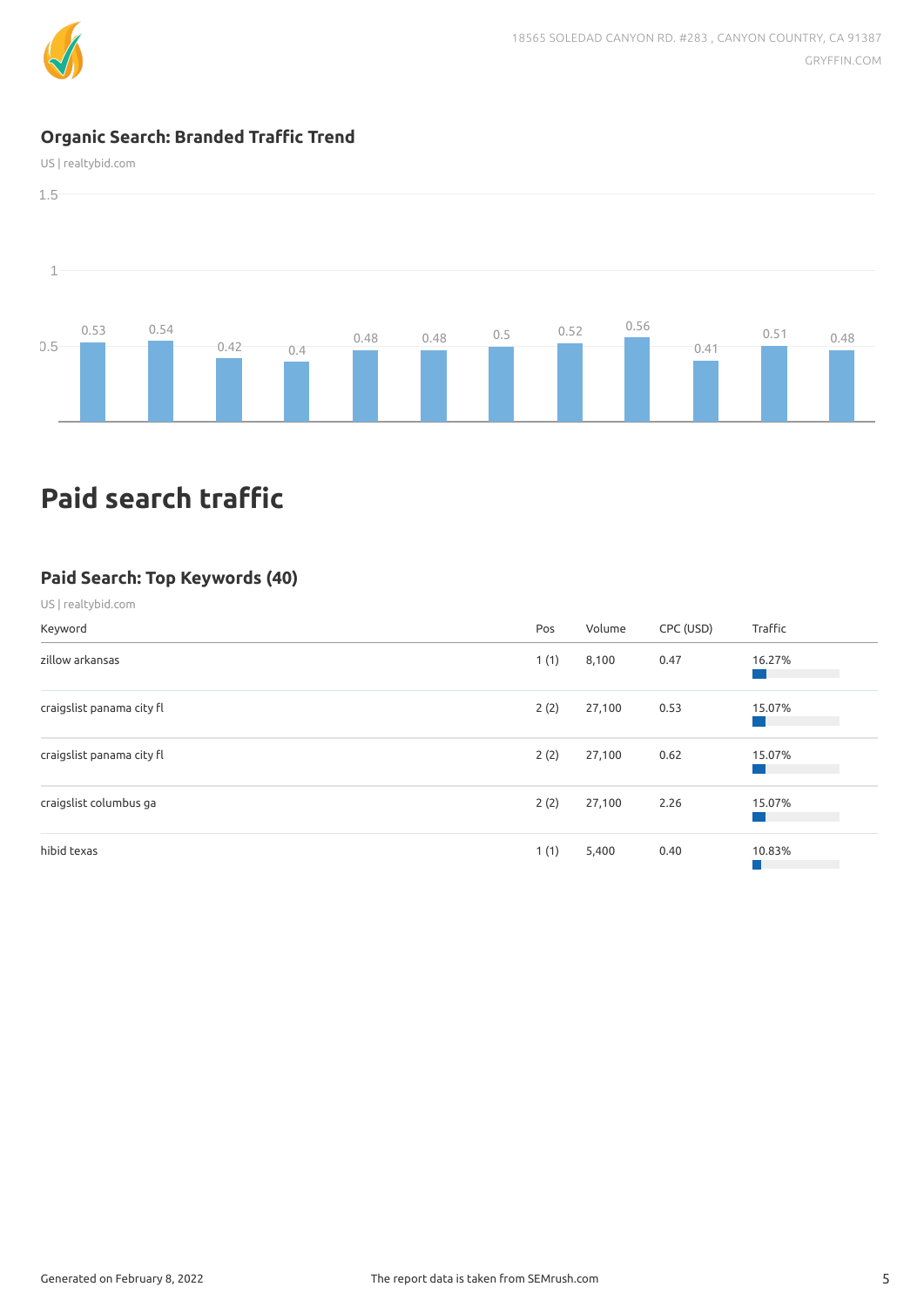## Organic Search: Branded Traffic Trend

US | realtybid.com

| | | | | | | | | | | | |
|---|---|---|---|---|---|---|---|---|---|---|---|
| 0.53 | 0.54 | 0.42 | 0.4 | 0.48 | 0.48 | 0.5 | 0.52 | 0.56 | 0.41 | 0.51 | 0.48 |

# Paid search traffic

## Paid Search: Top Keywords (40)

US | realtybid.com

| Keyword | Pos | Volume | CPC (USD) | Traffic |
|---|---|---|---|---|
| zillow arkansas | 1 (1) | 8,100 | 0.47 | 16.27% |
| craigslist panama city fl | 2 (2) | 27,100 | 0.53 | 15.07% |
| craigslist panama city fl | 2 (2) | 27,100 | 0.62 | 15.07% |
| craigslist columbus ga | 2 (2) | 27,100 | 2.26 | 15.07% |
| hibid texas | 1 (1) | 5,400 | 0.40 | 10.83% |

Generated on February 8, 2022

The report data is taken from SEMrush.com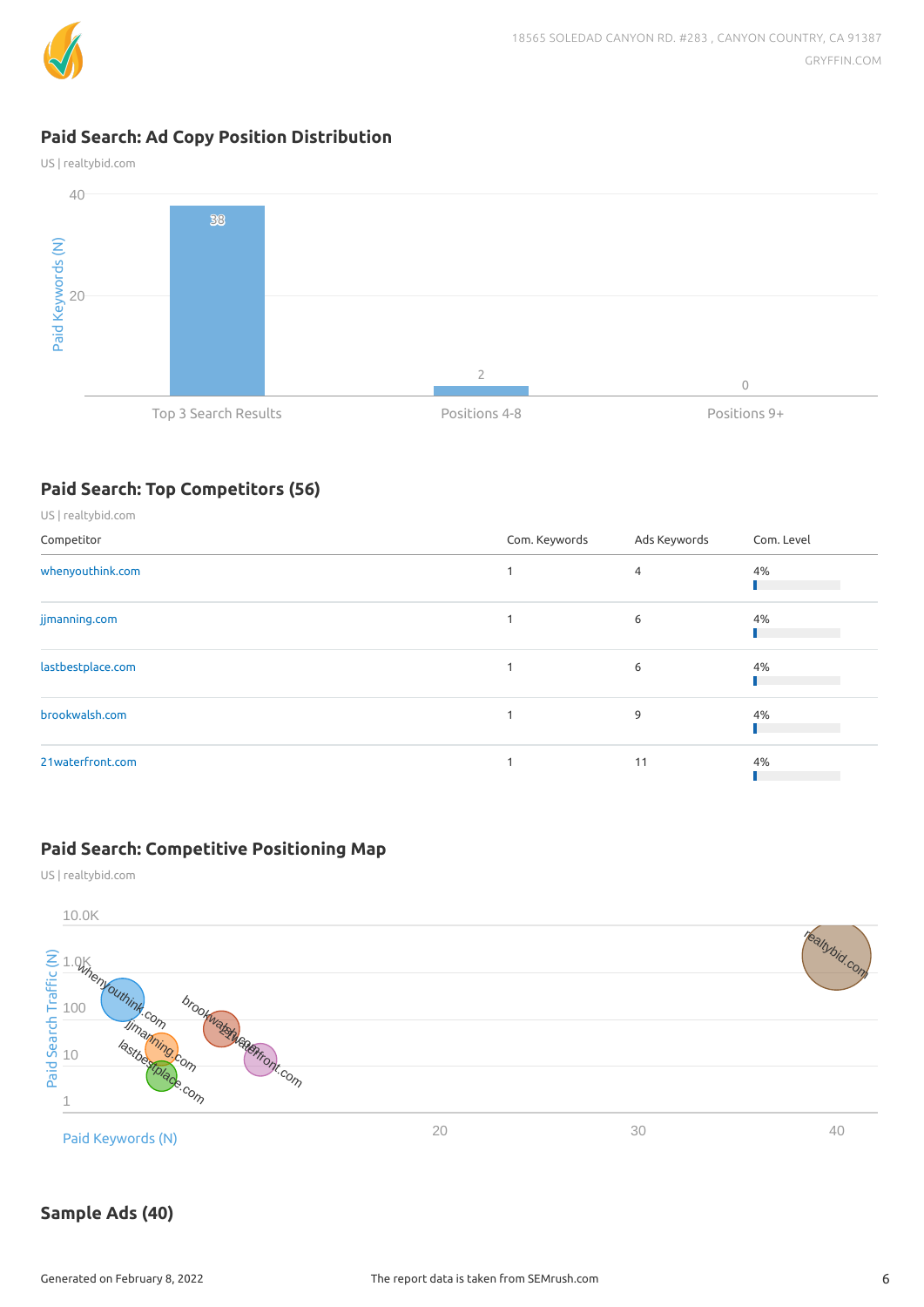## Paid Search: Ad Copy Position Distribution

US | realtybid.com

| Position | Paid Keywords (N) |
| --- | --- |
| Top 3 Search Results | 38 |
| Positions 4-8 | 2 |
| Positions 9+ | 0 |

## Paid Search: Top Competitors (56)

US | realtybid.com

| Competitor | Com. Keywords | Ads Keywords | Com. Level |
| --- | --- | --- | --- |
| whenyouthink.com | 1 | 4 | 4% |
| jjmanning.com | 1 | 6 | 4% |
| lastbestplace.com | 1 | 6 | 4% |
| brookwalsh.com | 1 | 9 | 4% |
| 21waterfront.com | 1 | 11 | 4% |

## Paid Search: Competitive Positioning Map

US | realtybid.com

Paid Search Traffic (N): 10.0K, 1.0K, 100, 10, 1

Paid Keywords (N): 20, 30, 40

whenyouthink.com, jjmanning.com, lastbestplace.com, brookwalsh.com, 21waterfront.com, realtybid.com

## Sample Ads (40)

Generated on February 8, 2022

The report data is taken from SEMrush.com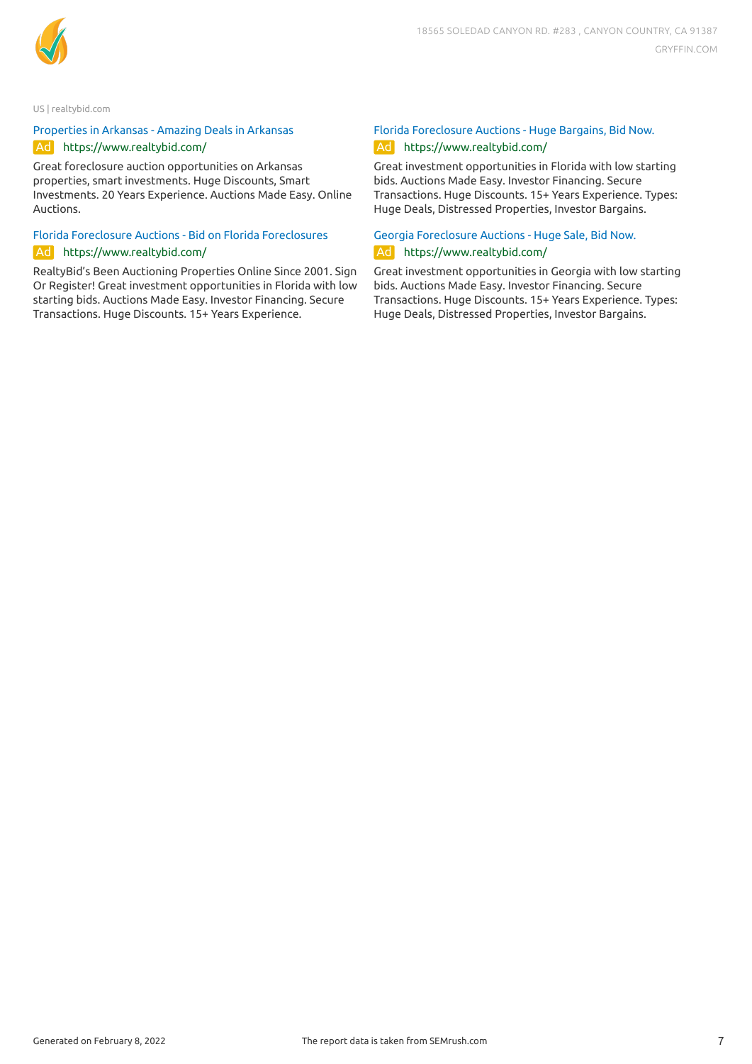US | realtybid.com

Properties in Arkansas - Amazing Deals in Arkansas
Ad https://www.realtybid.com/
Great foreclosure auction opportunities on Arkansas properties, smart investments. Huge Discounts, Smart Investments. 20 Years Experience. Auctions Made Easy. Online Auctions.

Florida Foreclosure Auctions - Bid on Florida Foreclosures
Ad https://www.realtybid.com/
RealtyBid's Been Auctioning Properties Online Since 2001. Sign Or Register! Great investment opportunities in Florida with low starting bids. Auctions Made Easy. Investor Financing. Secure Transactions. Huge Discounts. 15+ Years Experience.

Florida Foreclosure Auctions - Huge Bargains, Bid Now.
Ad https://www.realtybid.com/
Great investment opportunities in Florida with low starting bids. Auctions Made Easy. Investor Financing. Secure Transactions. Huge Discounts. 15+ Years Experience. Types: Huge Deals, Distressed Properties, Investor Bargains.

Georgia Foreclosure Auctions - Huge Sale, Bid Now.
Ad https://www.realtybid.com/
Great investment opportunities in Georgia with low starting bids. Auctions Made Easy. Investor Financing. Secure Transactions. Huge Discounts. 15+ Years Experience. Types: Huge Deals, Distressed Properties, Investor Bargains.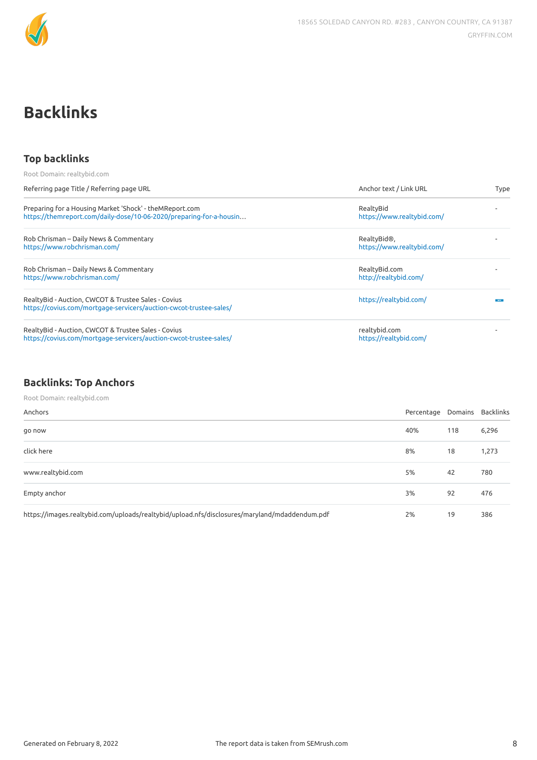# Backlinks

## Top backlinks

Root Domain: realtybid.com

| Referring page Title / Referring page URL | Anchor text / Link URL | Type |
|---|---|---|
| Preparing for a Housing Market 'Shock' - theMReport.com<br>https://themreport.com/daily-dose/10-06-2020/preparing-for-a-housin… | RealtyBid<br>https://www.realtybid.com/ | - |
| Rob Chrisman – Daily News & Commentary<br>https://www.robchrisman.com/ | RealtyBid®,<br>https://www.realtybid.com/ | - |
| Rob Chrisman – Daily News & Commentary<br>https://www.robchrisman.com/ | RealtyBid.com<br>http://realtybid.com/ | - |
| RealtyBid - Auction, CWCOT & Trustee Sales - Covius<br>https://covius.com/mortgage-servicers/auction-cwcot-trustee-sales/ | https://realtybid.com/ | |
| RealtyBid - Auction, CWCOT & Trustee Sales - Covius<br>https://covius.com/mortgage-servicers/auction-cwcot-trustee-sales/ | realtybid.com<br>https://realtybid.com/ | - |

## Backlinks: Top Anchors

Root Domain: realtybid.com

| Anchors | Percentage | Domains | Backlinks |
|---|---|---|---|
| go now | 40% | 118 | 6,296 |
| click here | 8% | 18 | 1,273 |
| www.realtybid.com | 5% | 42 | 780 |
| Empty anchor | 3% | 92 | 476 |
| https://images.realtybid.com/uploads/realtybid/upload.nfs/disclosures/maryland/mdaddendum.pdf | 2% | 19 | 386 |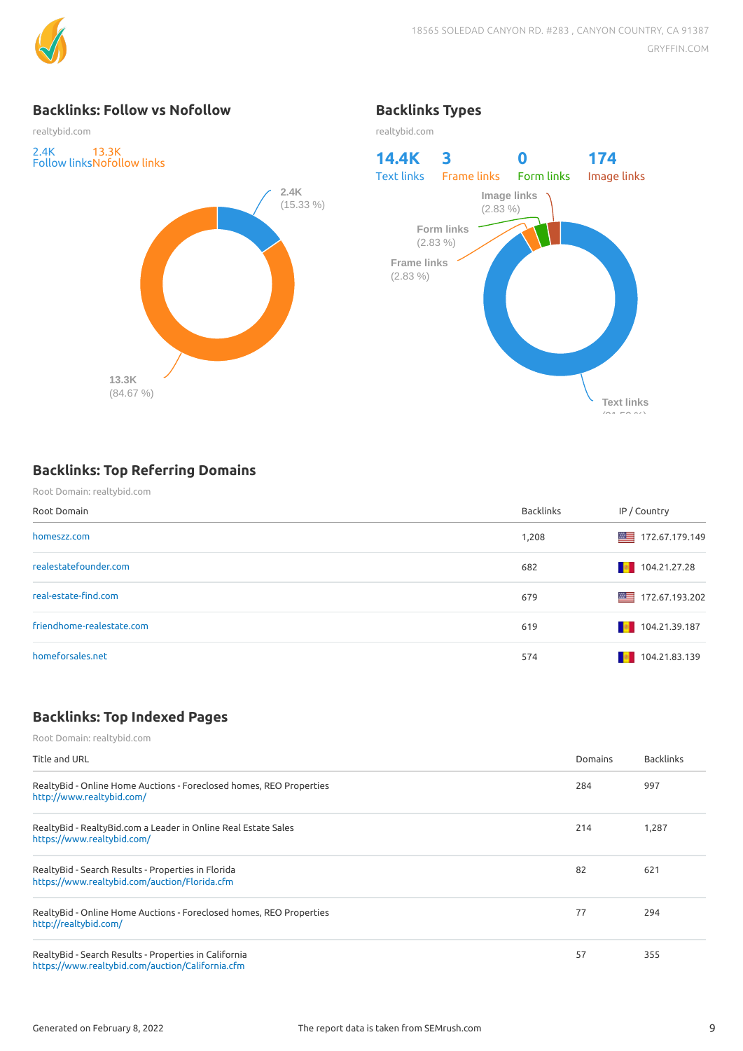## Backlinks: Follow vs Nofollow

realtybid.com

2.4K
Follow links

13.3K
Nofollow links

2.4K
(15.33 %)

13.3K
(84.67 %)

## Backlinks Types

realtybid.com

14.4K
Text links

3
Frame links

0
Form links

174
Image links

Image links
(2.83 %)

Form links
(2.83 %)

Frame links
(2.83 %)

Text links

## Backlinks: Top Referring Domains

Root Domain: realtybid.com

| Root Domain | Backlinks | IP / Country |
|---|---|---|
| homeszz.com | 1,208 | 172.67.179.149 |
| realestatefounder.com | 682 | 104.21.27.28 |
| real-estate-find.com | 679 | 172.67.193.202 |
| friendhome-realestate.com | 619 | 104.21.39.187 |
| homeforsales.net | 574 | 104.21.83.139 |

## Backlinks: Top Indexed Pages

Root Domain: realtybid.com

| Title and URL | Domains | Backlinks |
|---|---|---|
| RealtyBid - Online Home Auctions - Foreclosed homes, REO Properties<br>http://www.realtybid.com/ | 284 | 997 |
| RealtyBid - RealtyBid.com a Leader in Online Real Estate Sales<br>https://www.realtybid.com/ | 214 | 1,287 |
| RealtyBid - Search Results - Properties in Florida<br>https://www.realtybid.com/auction/Florida.cfm | 82 | 621 |
| RealtyBid - Online Home Auctions - Foreclosed homes, REO Properties<br>http://realtybid.com/ | 77 | 294 |
| RealtyBid - Search Results - Properties in California<br>https://www.realtybid.com/auction/California.cfm | 57 | 355 |